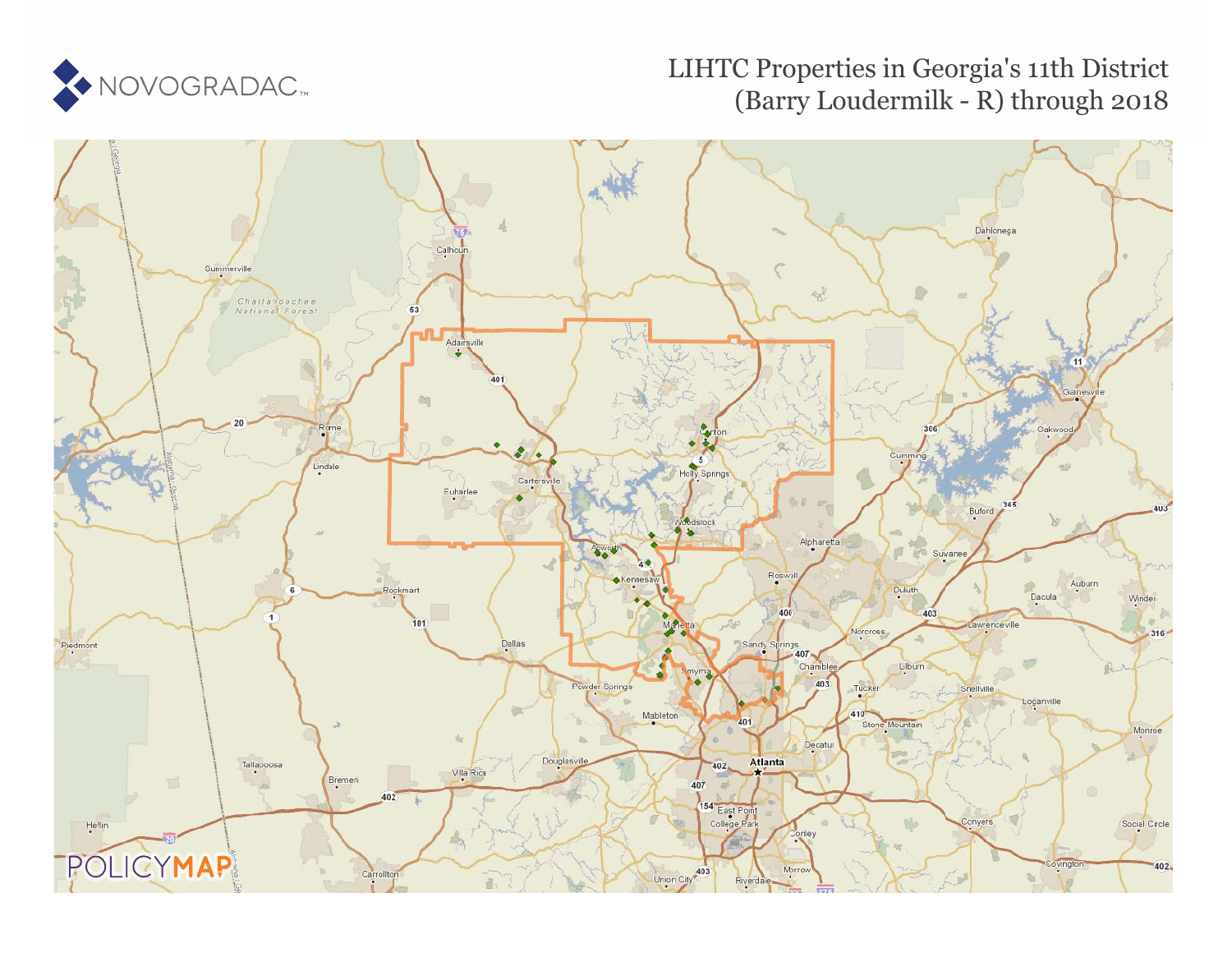# LIHTC Properties in Georgia's 11th District (Barry Loudermilk - R) through 2018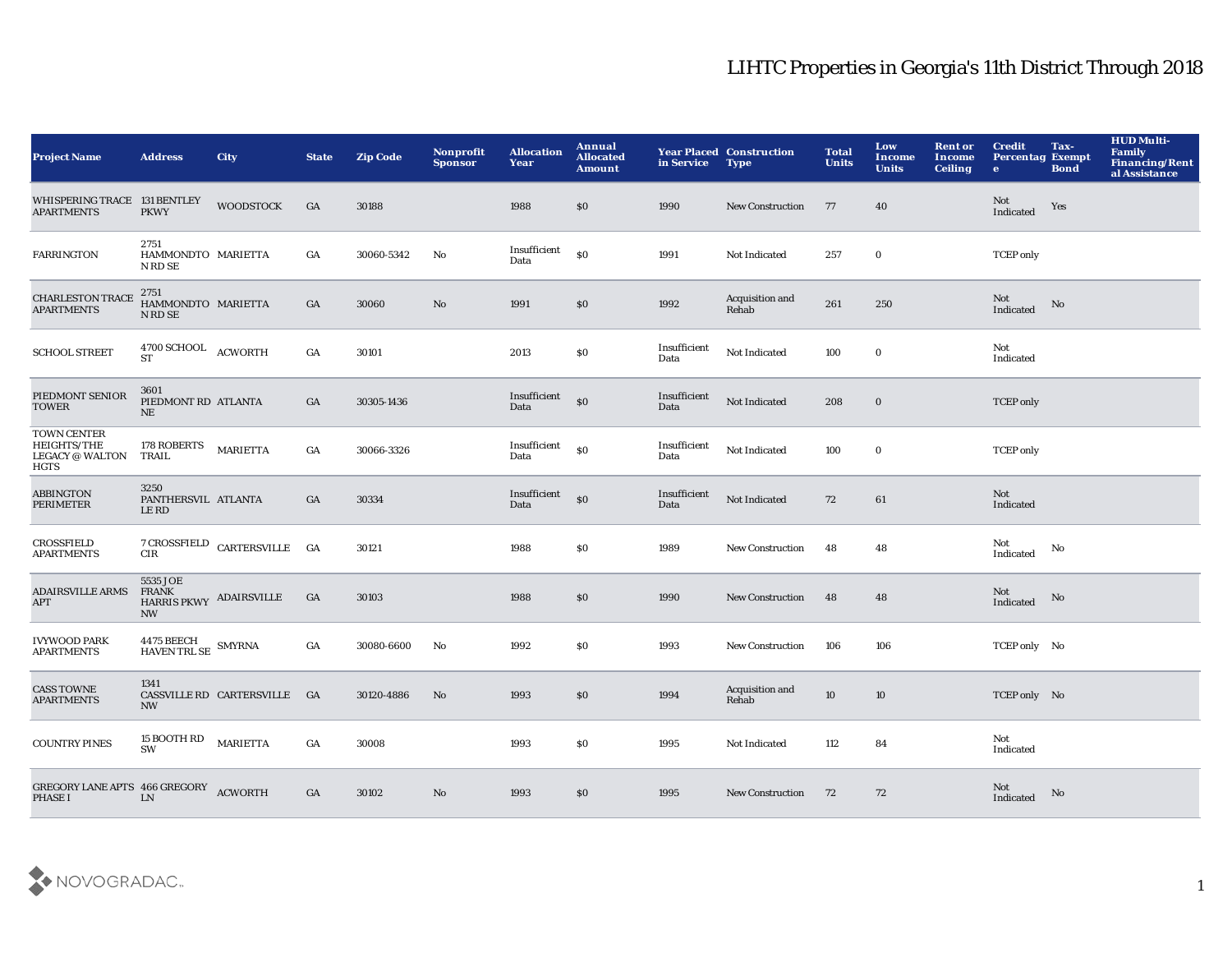# LIHTC Properties in Georgia's 11th District Through 2018

| Project Name | Address | City | State | Zip Code | Nonprofit Sponsor | Allocation Year | Annual Allocated Amount | Year Placed in Service | Construction Type | Total Units | Low Income Units | Rent or Income Ceiling | Credit Percentage | Tax-Exempt Bond | HUD Multi-Family Financing/Rental Assistance |
|---|---|---|---|---|---|---|---|---|---|---|---|---|---|---|---|
| WHISPERING TRACE APARTMENTS | 131 BENTLEY PKWY | WOODSTOCK | GA | 30188 | | 1988 | $0 | 1990 | New Construction | 77 | 40 | | Not Indicated | Yes | |
| FARRINGTON | 2751 HAMMONDTON RD SE | MARIETTA | GA | 30060-5342 | No | Insufficient Data | $0 | 1991 | Not Indicated | 257 | 0 | | TCEP only | | |
| CHARLESTON TRACE APARTMENTS | 2751 HAMMONDTON RD SE | MARIETTA | GA | 30060 | No | 1991 | $0 | 1992 | Acquisition and Rehab | 261 | 250 | | Not Indicated | No | |
| SCHOOL STREET | 4700 SCHOOL ST | ACWORTH | GA | 30101 | | 2013 | $0 | Insufficient Data | Not Indicated | 100 | 0 | | Not Indicated | | |
| PIEDMONT SENIOR TOWER | 3601 PIEDMONT RD NE | ATLANTA | GA | 30305-1436 | | Insufficient Data | $0 | Insufficient Data | Not Indicated | 208 | 0 | | TCEP only | | |
| TOWN CENTER HEIGHTS/THE LEGACY @ WALTON HGTS | 178 ROBERTS TRAIL | MARIETTA | GA | 30066-3326 | | Insufficient Data | $0 | Insufficient Data | Not Indicated | 100 | 0 | | TCEP only | | |
| ABBINGTON PERIMETER | 3250 PANTHERSVILLE RD | ATLANTA | GA | 30334 | | Insufficient Data | $0 | Insufficient Data | Not Indicated | 72 | 61 | | Not Indicated | | |
| CROSSFIELD APARTMENTS | 7 CROSSFIELD CIR | CARTERSVILLE | GA | 30121 | | 1988 | $0 | 1989 | New Construction | 48 | 48 | | Not Indicated | No | |
| ADAIRSVILLE ARMS APT | 5535 JOE FRANK HARRIS PKWY NW | ADAIRSVILLE | GA | 30103 | | 1988 | $0 | 1990 | New Construction | 48 | 48 | | Not Indicated | No | |
| IVYWOOD PARK APARTMENTS | 4475 BEECH HAVEN TRL SE | SMYRNA | GA | 30080-6600 | No | 1992 | $0 | 1993 | New Construction | 106 | 106 | | TCEP only | No | |
| CASS TOWNE APARTMENTS | 1341 CASSVILLE RD NW | CARTERSVILLE | GA | 30120-4886 | No | 1993 | $0 | 1994 | Acquisition and Rehab | 10 | 10 | | TCEP only | No | |
| COUNTRY PINES | 15 BOOTH RD SW | MARIETTA | GA | 30008 | | 1993 | $0 | 1995 | Not Indicated | 112 | 84 | | Not Indicated | | |
| GREGORY LANE APTS PHASE I | 466 GREGORY LN | ACWORTH | GA | 30102 | No | 1993 | $0 | 1995 | New Construction | 72 | 72 | | Not Indicated | No | |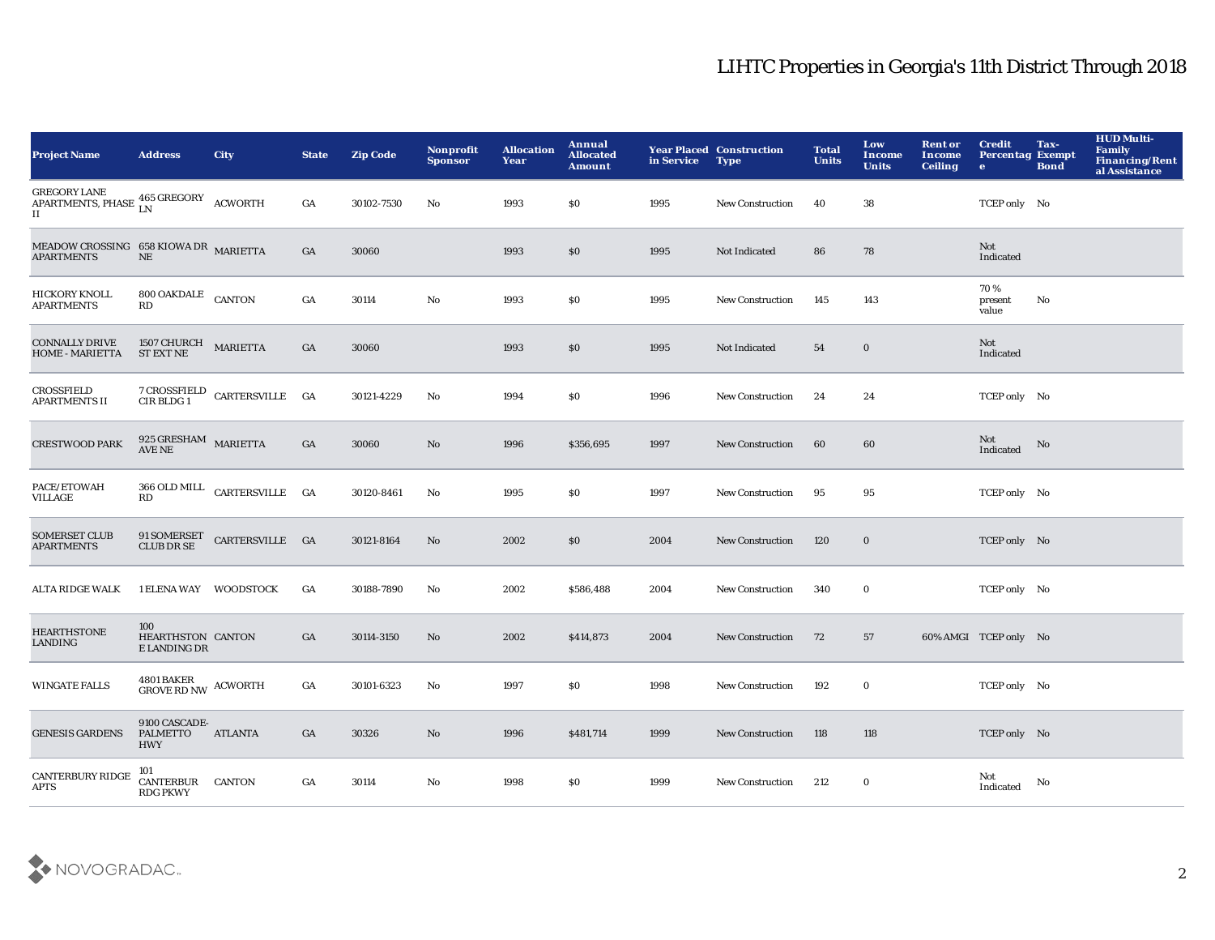# LIHTC Properties in Georgia's 11th District Through 2018

| Project Name | Address | City | State | Zip Code | Nonprofit Sponsor | Allocation Year | Annual Allocated Amount | Year Placed in Service | Construction Type | Total Units | Low Income Units | Rent or Income Ceiling | Credit Percentage | Tax-Exempt Bond | HUD Multi-Family Financing/Rental Assistance |
|---|---|---|---|---|---|---|---|---|---|---|---|---|---|---|---|
| GREGORY LANE APARTMENTS, PHASE II | 465 GREGORY LN | ACWORTH | GA | 30102-7530 | No | 1993 | $0 | 1995 | New Construction | 40 | 38 | | TCEP only | No | |
| MEADOW CROSSING APARTMENTS | 658 KIOWA DR NE | MARIETTA | GA | 30060 | | 1993 | $0 | 1995 | Not Indicated | 86 | 78 | | Not Indicated | | |
| HICKORY KNOLL APARTMENTS | 800 OAKDALE RD | CANTON | GA | 30114 | No | 1993 | $0 | 1995 | New Construction | 145 | 143 | | 70 % present value | No | |
| CONNALLY DRIVE HOME - MARIETTA | 1507 CHURCH ST EXT NE | MARIETTA | GA | 30060 | | 1993 | $0 | 1995 | Not Indicated | 54 | 0 | | Not Indicated | | |
| CROSSFIELD APARTMENTS II | 7 CROSSFIELD CIR BLDG 1 | CARTERSVILLE | GA | 30121-4229 | No | 1994 | $0 | 1996 | New Construction | 24 | 24 | | TCEP only | No | |
| CRESTWOOD PARK | 925 GRESHAM AVE NE | MARIETTA | GA | 30060 | No | 1996 | $356,695 | 1997 | New Construction | 60 | 60 | | Not Indicated | No | |
| PACE/ETOWAH VILLAGE | 366 OLD MILL RD | CARTERSVILLE | GA | 30120-8461 | No | 1995 | $0 | 1997 | New Construction | 95 | 95 | | TCEP only | No | |
| SOMERSET CLUB APARTMENTS | 91 SOMERSET CLUB DR SE | CARTERSVILLE | GA | 30121-8164 | No | 2002 | $0 | 2004 | New Construction | 120 | 0 | | TCEP only | No | |
| ALTA RIDGE WALK | 1 ELENA WAY | WOODSTOCK | GA | 30188-7890 | No | 2002 | $586,488 | 2004 | New Construction | 340 | 0 | | TCEP only | No | |
| HEARTHSTONE LANDING | 100 HEARTHSTONE LANDING DR | CANTON | GA | 30114-3150 | No | 2002 | $414,873 | 2004 | New Construction | 72 | 57 | 60% AMGI | TCEP only | No | |
| WINGATE FALLS | 4801 BAKER GROVE RD NW | ACWORTH | GA | 30101-6323 | No | 1997 | $0 | 1998 | New Construction | 192 | 0 | | TCEP only | No | |
| GENESIS GARDENS | 9100 CASCADE-PALMETTO HWY | ATLANTA | GA | 30326 | No | 1996 | $481,714 | 1999 | New Construction | 118 | 118 | | TCEP only | No | |
| CANTERBURY RIDGE APTS | 101 CANTERBURY RDG PKWY | CANTON | GA | 30114 | No | 1998 | $0 | 1999 | New Construction | 212 | 0 | | Not Indicated | No | |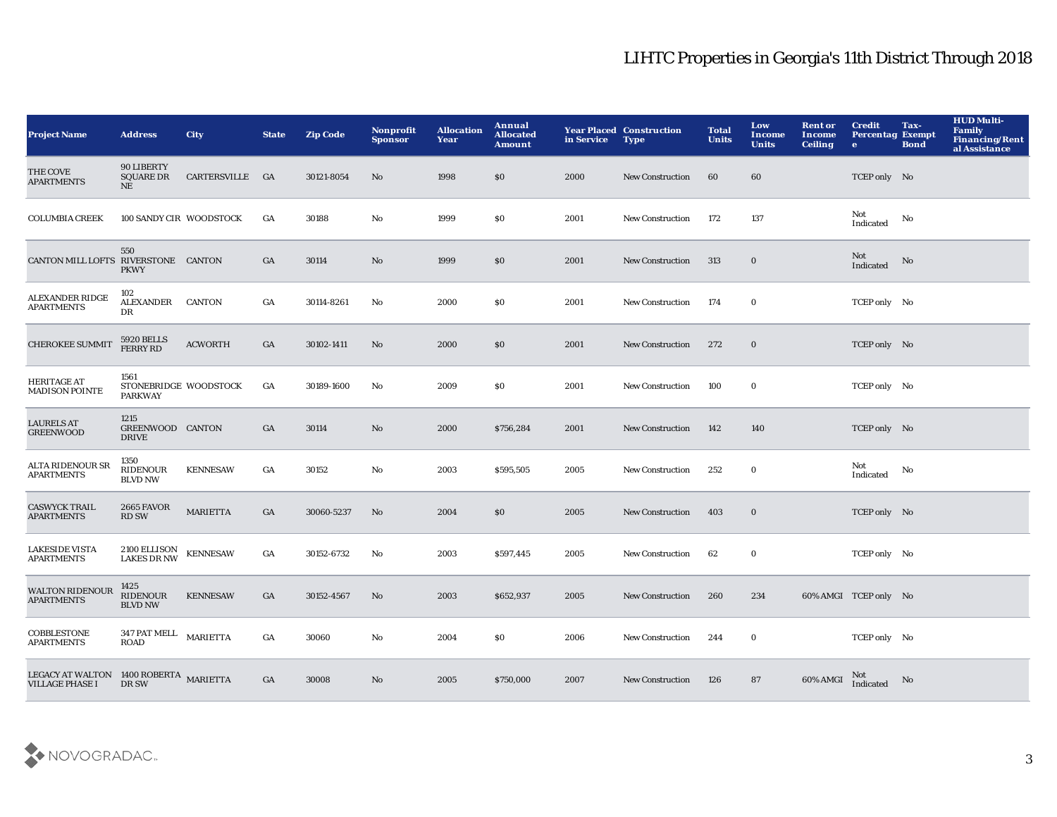# LIHTC Properties in Georgia's 11th District Through 2018

| Project Name | Address | City | State | Zip Code | Nonprofit Sponsor | Allocation Year | Annual Allocated Amount | Year Placed in Service | Construction Type | Total Units | Low Income Units | Rent or Income Ceiling | Credit Percentage | Tax-Exempt Bond | HUD Multi-Family Financing/Rental Assistance |
|---|---|---|---|---|---|---|---|---|---|---|---|---|---|---|---|
| THE COVE APARTMENTS | 90 LIBERTY SQUARE DR NE | CARTERSVILLE | GA | 30121-8054 | No | 1998 | $0 | 2000 | New Construction | 60 | 60 | | TCEP only | No | |
| COLUMBIA CREEK | 100 SANDY CIR | WOODSTOCK | GA | 30188 | No | 1999 | $0 | 2001 | New Construction | 172 | 137 | | Not Indicated | No | |
| CANTON MILL LOFTS | 550 RIVERSTONE PKWY | CANTON | GA | 30114 | No | 1999 | $0 | 2001 | New Construction | 313 | 0 | | Not Indicated | No | |
| ALEXANDER RIDGE APARTMENTS | 102 ALEXANDER DR | CANTON | GA | 30114-8261 | No | 2000 | $0 | 2001 | New Construction | 174 | 0 | | TCEP only | No | |
| CHEROKEE SUMMIT | 5920 BELLS FERRY RD | ACWORTH | GA | 30102-1411 | No | 2000 | $0 | 2001 | New Construction | 272 | 0 | | TCEP only | No | |
| HERITAGE AT MADISON POINTE | 1561 STONEBRIDGE PARKWAY | WOODSTOCK | GA | 30189-1600 | No | 2009 | $0 | 2001 | New Construction | 100 | 0 | | TCEP only | No | |
| LAURELS AT GREENWOOD | 1215 GREENWOOD DRIVE | CANTON | GA | 30114 | No | 2000 | $756,284 | 2001 | New Construction | 142 | 140 | | TCEP only | No | |
| ALTA RIDENOUR SR APARTMENTS | 1350 RIDENOUR BLVD NW | KENNESAW | GA | 30152 | No | 2003 | $595,505 | 2005 | New Construction | 252 | 0 | | Not Indicated | No | |
| CASWYCK TRAIL APARTMENTS | 2665 FAVOR RD SW | MARIETTA | GA | 30060-5237 | No | 2004 | $0 | 2005 | New Construction | 403 | 0 | | TCEP only | No | |
| LAKESIDE VISTA APARTMENTS | 2100 ELLISON LAKES DR NW | KENNESAW | GA | 30152-6732 | No | 2003 | $597,445 | 2005 | New Construction | 62 | 0 | | TCEP only | No | |
| WALTON RIDENOUR APARTMENTS | 1425 RIDENOUR BLVD NW | KENNESAW | GA | 30152-4567 | No | 2003 | $652,937 | 2005 | New Construction | 260 | 234 | 60% AMGI | TCEP only | No | |
| COBBLESTONE APARTMENTS | 347 PAT MELL ROAD | MARIETTA | GA | 30060 | No | 2004 | $0 | 2006 | New Construction | 244 | 0 | | TCEP only | No | |
| LEGACY AT WALTON VILLAGE PHASE I | 1400 ROBERTA DR SW | MARIETTA | GA | 30008 | No | 2005 | $750,000 | 2007 | New Construction | 126 | 87 | 60% AMGI | Not Indicated | No | |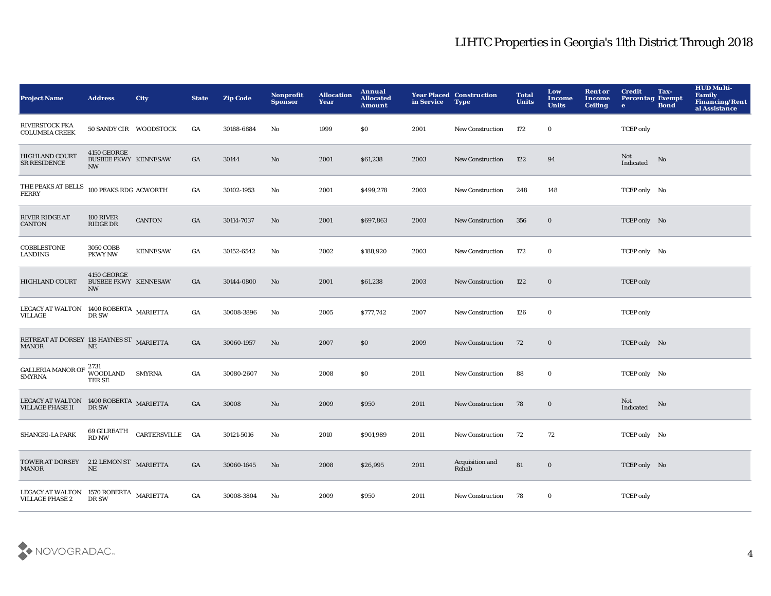# LIHTC Properties in Georgia's 11th District Through 2018

| Project Name | Address | City | State | Zip Code | Nonprofit Sponsor | Allocation Year | Annual Allocated Amount | Year Placed in Service | Construction Type | Total Units | Low Income Units | Rent or Income Ceiling | Credit Percentage | Tax-Exempt Bond | HUD Multi-Family Financing/Rental Assistance |
|---|---|---|---|---|---|---|---|---|---|---|---|---|---|---|---|
| RIVERSTOCK FKA COLUMBIA CREEK | 50 SANDY CIR | WOODSTOCK | GA | 30188-6884 | No | 1999 | $0 | 2001 | New Construction | 172 | 0 | | TCEP only | | |
| HIGHLAND COURT SR RESIDENCE | 4150 GEORGE BUSBEE PKWY NW | KENNESAW | GA | 30144 | No | 2001 | $61,238 | 2003 | New Construction | 122 | 94 | | Not Indicated | No | |
| THE PEAKS AT BELLS FERRY | 100 PEAKS RDG | ACWORTH | GA | 30102-1953 | No | 2001 | $499,278 | 2003 | New Construction | 248 | 148 | | TCEP only | No | |
| RIVER RIDGE AT CANTON | 100 RIVER RIDGE DR | CANTON | GA | 30114-7037 | No | 2001 | $697,863 | 2003 | New Construction | 356 | 0 | | TCEP only | No | |
| COBBLESTONE LANDING | 3050 COBB PKWY NW | KENNESAW | GA | 30152-6542 | No | 2002 | $188,920 | 2003 | New Construction | 172 | 0 | | TCEP only | No | |
| HIGHLAND COURT | 4150 GEORGE BUSBEE PKWY NW | KENNESAW | GA | 30144-0800 | No | 2001 | $61,238 | 2003 | New Construction | 122 | 0 | | TCEP only | | |
| LEGACY AT WALTON VILLAGE | 1400 ROBERTA DR SW | MARIETTA | GA | 30008-3896 | No | 2005 | $777,742 | 2007 | New Construction | 126 | 0 | | TCEP only | | |
| RETREAT AT DORSEY MANOR | 118 HAYNES ST NE | MARIETTA | GA | 30060-1957 | No | 2007 | $0 | 2009 | New Construction | 72 | 0 | | TCEP only | No | |
| GALLERIA MANOR OF SMYRNA | 2731 WOODLAND TER SE | SMYRNA | GA | 30080-2607 | No | 2008 | $0 | 2011 | New Construction | 88 | 0 | | TCEP only | No | |
| LEGACY AT WALTON VILLAGE PHASE II | 1400 ROBERTA DR SW | MARIETTA | GA | 30008 | No | 2009 | $950 | 2011 | New Construction | 78 | 0 | | Not Indicated | No | |
| SHANGRI-LA PARK | 69 GILREATH RD NW | CARTERSVILLE | GA | 30121-5016 | No | 2010 | $901,989 | 2011 | New Construction | 72 | 72 | | TCEP only | No | |
| TOWER AT DORSEY MANOR | 212 LEMON ST NE | MARIETTA | GA | 30060-1645 | No | 2008 | $26,995 | 2011 | Acquisition and Rehab | 81 | 0 | | TCEP only | No | |
| LEGACY AT WALTON VILLAGE PHASE 2 | 1570 ROBERTA DR SW | MARIETTA | GA | 30008-3804 | No | 2009 | $950 | 2011 | New Construction | 78 | 0 | | TCEP only | | |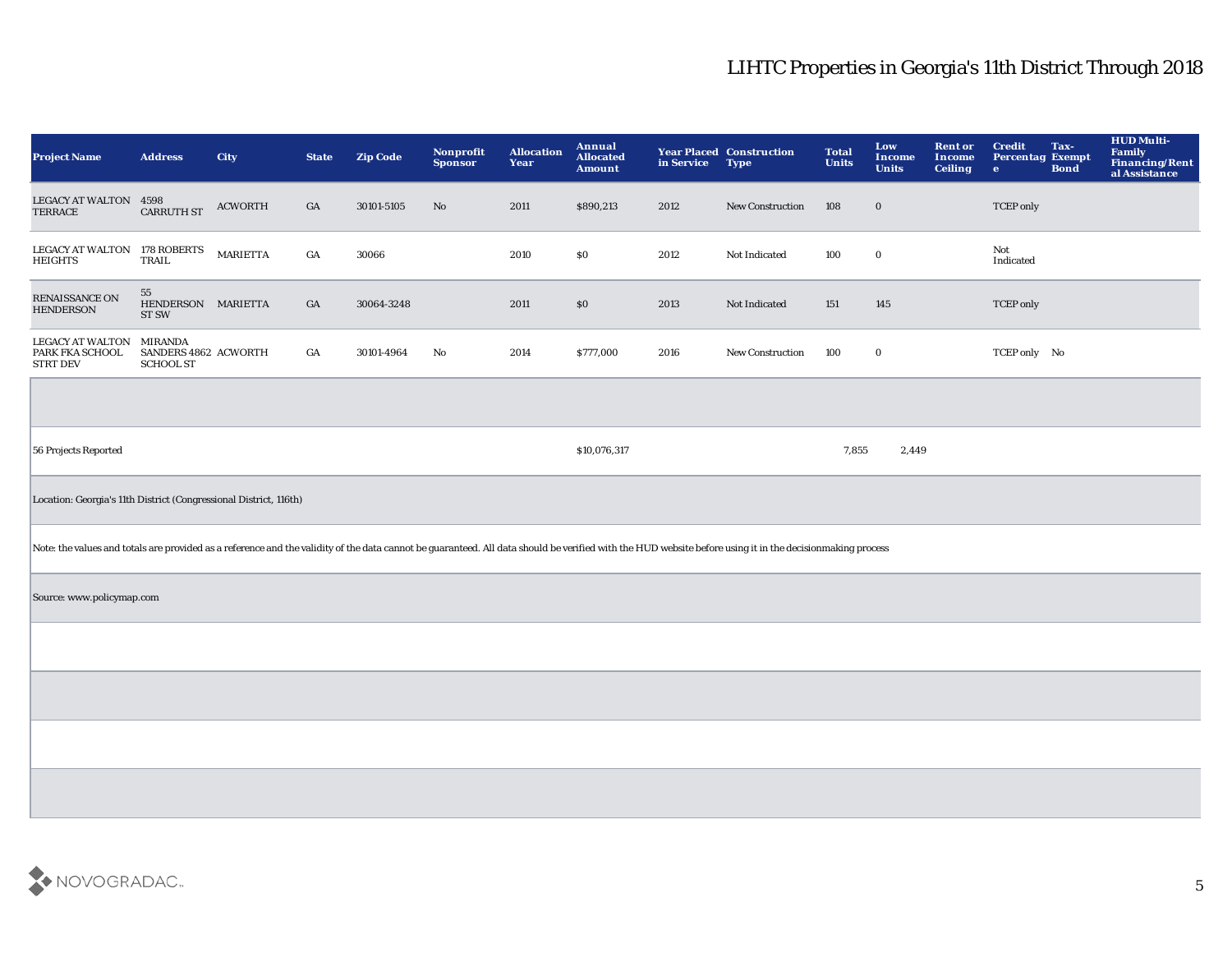| Project Name | Address | City | State | Zip Code | Nonprofit Sponsor | Allocation Year | Annual Allocated Amount | Year Placed in Service | Construction Type | Total Units | Low Income Units | Rent or Income Ceiling | Credit Percentage | Tax-Exempt Bond | HUD Multi-Family Financing/Rental Assistance |
|---|---|---|---|---|---|---|---|---|---|---|---|---|---|---|---|
| LEGACY AT WALTON TERRACE | 4598 CARRUTH ST | ACWORTH | GA | 30101-5105 | No | 2011 | $890,213 | 2012 | New Construction | 108 | 0 | | TCEP only | | |
| LEGACY AT WALTON HEIGHTS | 178 ROBERTS TRAIL | MARIETTA | GA | 30066 | | 2010 | $0 | 2012 | Not Indicated | 100 | 0 | | Not Indicated | | |
| RENAISSANCE ON HENDERSON | 55 HENDERSON ST SW | MARIETTA | GA | 30064-3248 | | 2011 | $0 | 2013 | Not Indicated | 151 | 145 | | TCEP only | | |
| LEGACY AT WALTON PARK FKA SCHOOL STRT DEV | MIRANDA SANDERS 4862 SCHOOL ST | ACWORTH | GA | 30101-4964 | No | 2014 | $777,000 | 2016 | New Construction | 100 | 0 | | TCEP only | No | |
| | | | | | | | | | | | | | | | |
| 56 Projects Reported | | | | | | | $10,076,317 | | | 7,855 | 2,449 | | | | |

Location: Georgia's 11th District (Congressional District, 116th)

Note: the values and totals are provided as a reference and the validity of the data cannot be guaranteed. All data should be verified with the HUD website before using it in the decisionmaking process

Source: www.policymap.com